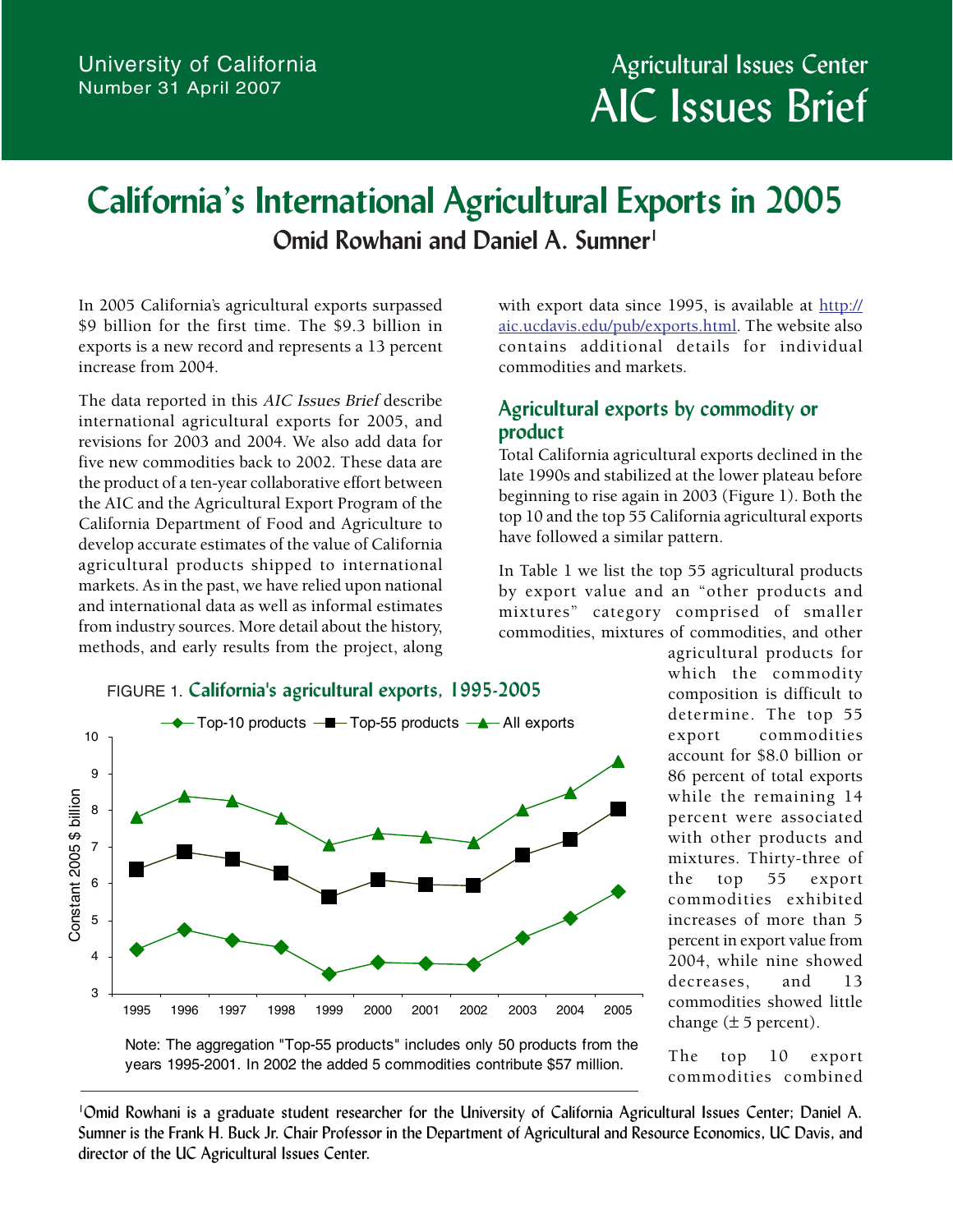University of California
Number 31 April 2007

Agricultural Issues Center
AIC Issues Brief

# California's International Agricultural Exports in 2005

**Omid Rowhani and Daniel A. Sumner[1]**

In 2005 California's agricultural exports surpassed \$9 billion for the first time. The \$9.3 billion in exports is a new record and represents a 13 percent increase from 2004.

The data reported in this *AIC Issues Brief* describe international agricultural exports for 2005, and revisions for 2003 and 2004. We also add data for five new commodities back to 2002. These data are the product of a ten-year collaborative effort between the AIC and the Agricultural Export Program of the California Department of Food and Agriculture to develop accurate estimates of the value of California agricultural products shipped to international markets. As in the past, we have relied upon national and international data as well as informal estimates from industry sources. More detail about the history, methods, and early results from the project, along with export data since 1995, is available at http://aic.ucdavis.edu/pub/exports.html. The website also contains additional details for individual commodities and markets.

## Agricultural exports by commodity or product

Total California agricultural exports declined in the late 1990s and stabilized at the lower plateau before beginning to rise again in 2003 (Figure 1). Both the top 10 and the top 55 California agricultural exports have followed a similar pattern.

In Table 1 we list the top 55 agricultural products by export value and an "other products and mixtures" category comprised of smaller commodities, mixtures of commodities, and other agricultural products for which the commodity composition is difficult to determine. The top 55 export commodities account for \$8.0 billion or 86 percent of total exports while the remaining 14 percent were associated with other products and mixtures. Thirty-three of the top 55 export commodities exhibited increases of more than 5 percent in export value from 2004, while nine showed decreases, and 13 commodities showed little change (± 5 percent).

The top 10 export commodities combined

FIGURE 1. **California's agricultural exports, 1995-2005**

Note: The aggregation "Top-55 products" includes only 50 products from the years 1995-2001. In 2002 the added 5 commodities contribute \$57 million.

[1] Omid Rowhani is a graduate student researcher for the University of California Agricultural Issues Center; Daniel A. Sumner is the Frank H. Buck Jr. Chair Professor in the Department of Agricultural and Resource Economics, UC Davis, and director of the UC Agricultural Issues Center.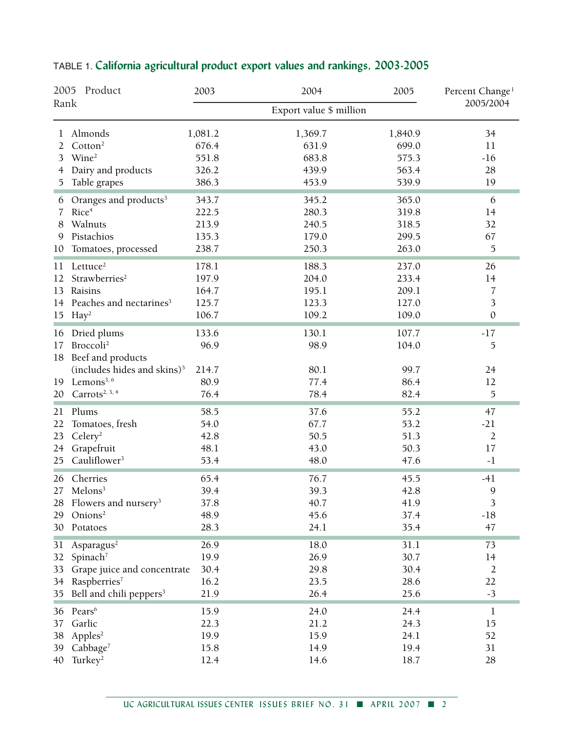TABLE 1. **California agricultural product export values and rankings, 2003-2005**

| 2005 Rank | Product | 2003 | 2004 | 2005 | Percent Change[1] 2005/2004 |
|---|---|---|---|---|---|
| | | Export value $ million | | | |
| 1 | Almonds | 1,081.2 | 1,369.7 | 1,840.9 | 34 |
| 2 | Cotton[2] | 676.4 | 631.9 | 699.0 | 11 |
| 3 | Wine[2] | 551.8 | 683.8 | 575.3 | -16 |
| 4 | Dairy and products | 326.2 | 439.9 | 563.4 | 28 |
| 5 | Table grapes | 386.3 | 453.9 | 539.9 | 19 |
| 6 | Oranges and products[3] | 343.7 | 345.2 | 365.0 | 6 |
| 7 | Rice[4] | 222.5 | 280.3 | 319.8 | 14 |
| 8 | Walnuts | 213.9 | 240.5 | 318.5 | 32 |
| 9 | Pistachios | 135.3 | 179.0 | 299.5 | 67 |
| 10 | Tomatoes, processed | 238.7 | 250.3 | 263.0 | 5 |
| 11 | Lettuce[2] | 178.1 | 188.3 | 237.0 | 26 |
| 12 | Strawberries[2] | 197.9 | 204.0 | 233.4 | 14 |
| 13 | Raisins | 164.7 | 195.1 | 209.1 | 7 |
| 14 | Peaches and nectarines[3] | 125.7 | 123.3 | 127.0 | 3 |
| 15 | Hay[2] | 106.7 | 109.2 | 109.0 | 0 |
| 16 | Dried plums | 133.6 | 130.1 | 107.7 | -17 |
| 17 | Broccoli[2] | 96.9 | 98.9 | 104.0 | 5 |
| 18 | Beef and products (includes hides and skins)[5] | 214.7 | 80.1 | 99.7 | 24 |
| 19 | Lemons[3, 6] | 80.9 | 77.4 | 86.4 | 12 |
| 20 | Carrots[2, 3, 4] | 76.4 | 78.4 | 82.4 | 5 |
| 21 | Plums | 58.5 | 37.6 | 55.2 | 47 |
| 22 | Tomatoes, fresh | 54.0 | 67.7 | 53.2 | -21 |
| 23 | Celery[2] | 42.8 | 50.5 | 51.3 | 2 |
| 24 | Grapefruit | 48.1 | 43.0 | 50.3 | 17 |
| 25 | Cauliflower[3] | 53.4 | 48.0 | 47.6 | -1 |
| 26 | Cherries | 65.4 | 76.7 | 45.5 | -41 |
| 27 | Melons[3] | 39.4 | 39.3 | 42.8 | 9 |
| 28 | Flowers and nursery[3] | 37.8 | 40.7 | 41.9 | 3 |
| 29 | Onions[2] | 48.9 | 45.6 | 37.4 | -18 |
| 30 | Potatoes | 28.3 | 24.1 | 35.4 | 47 |
| 31 | Asparagus[2] | 26.9 | 18.0 | 31.1 | 73 |
| 32 | Spinach[7] | 19.9 | 26.9 | 30.7 | 14 |
| 33 | Grape juice and concentrate | 30.4 | 29.8 | 30.4 | 2 |
| 34 | Raspberries[7] | 16.2 | 23.5 | 28.6 | 22 |
| 35 | Bell and chili peppers[3] | 21.9 | 26.4 | 25.6 | -3 |
| 36 | Pears[6] | 15.9 | 24.0 | 24.4 | 1 |
| 37 | Garlic | 22.3 | 21.2 | 24.3 | 15 |
| 38 | Apples[2] | 19.9 | 15.9 | 24.1 | 52 |
| 39 | Cabbage[7] | 15.8 | 14.9 | 19.4 | 31 |
| 40 | Turkey[2] | 12.4 | 14.6 | 18.7 | 28 |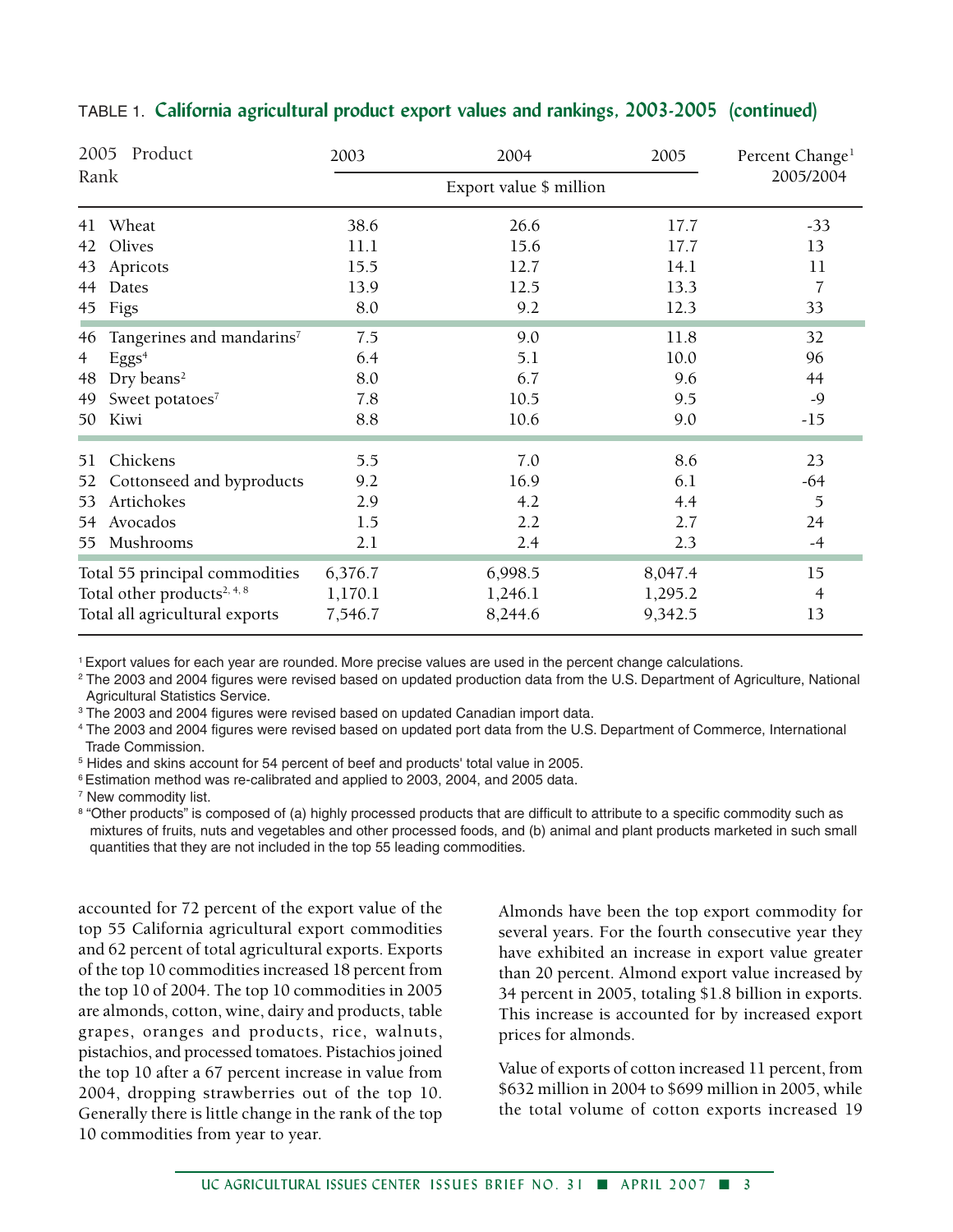TABLE 1. **California agricultural product export values and rankings, 2003-2005 (continued)**

| 2005 Rank | Product | 2003 | 2004 | 2005 | Percent Change[1] 2005/2004 |
|---|---|---|---|---|---|
| | | Export value $ million | | | |
| 41 | Wheat | 38.6 | 26.6 | 17.7 | -33 |
| 42 | Olives | 11.1 | 15.6 | 17.7 | 13 |
| 43 | Apricots | 15.5 | 12.7 | 14.1 | 11 |
| 44 | Dates | 13.9 | 12.5 | 13.3 | 7 |
| 45 | Figs | 8.0 | 9.2 | 12.3 | 33 |
| 46 | Tangerines and mandarins[7] | 7.5 | 9.0 | 11.8 | 32 |
| 4 | Eggs[4] | 6.4 | 5.1 | 10.0 | 96 |
| 48 | Dry beans[2] | 8.0 | 6.7 | 9.6 | 44 |
| 49 | Sweet potatoes[7] | 7.8 | 10.5 | 9.5 | -9 |
| 50 | Kiwi | 8.8 | 10.6 | 9.0 | -15 |
| 51 | Chickens | 5.5 | 7.0 | 8.6 | 23 |
| 52 | Cottonseed and byproducts | 9.2 | 16.9 | 6.1 | -64 |
| 53 | Artichokes | 2.9 | 4.2 | 4.4 | 5 |
| 54 | Avocados | 1.5 | 2.2 | 2.7 | 24 |
| 55 | Mushrooms | 2.1 | 2.4 | 2.3 | -4 |
| | Total 55 principal commodities | 6,376.7 | 6,998.5 | 8,047.4 | 15 |
| | Total other products[2, 4, 8] | 1,170.1 | 1,246.1 | 1,295.2 | 4 |
| | Total all agricultural exports | 7,546.7 | 8,244.6 | 9,342.5 | 13 |

[1] Export values for each year are rounded. More precise values are used in the percent change calculations.
[2] The 2003 and 2004 figures were revised based on updated production data from the U.S. Department of Agriculture, National Agricultural Statistics Service.
[3] The 2003 and 2004 figures were revised based on updated Canadian import data.
[4] The 2003 and 2004 figures were revised based on updated port data from the U.S. Department of Commerce, International Trade Commission.
[5] Hides and skins account for 54 percent of beef and products' total value in 2005.
[6] Estimation method was re-calibrated and applied to 2003, 2004, and 2005 data.
[7] New commodity list.
[8] "Other products" is composed of (a) highly processed products that are difficult to attribute to a specific commodity such as mixtures of fruits, nuts and vegetables and other processed foods, and (b) animal and plant products marketed in such small quantities that they are not included in the top 55 leading commodities.

accounted for 72 percent of the export value of the top 55 California agricultural export commodities and 62 percent of total agricultural exports. Exports of the top 10 commodities increased 18 percent from the top 10 of 2004. The top 10 commodities in 2005 are almonds, cotton, wine, dairy and products, table grapes, oranges and products, rice, walnuts, pistachios, and processed tomatoes. Pistachios joined the top 10 after a 67 percent increase in value from 2004, dropping strawberries out of the top 10. Generally there is little change in the rank of the top 10 commodities from year to year.

Almonds have been the top export commodity for several years. For the fourth consecutive year they have exhibited an increase in export value greater than 20 percent. Almond export value increased by 34 percent in 2005, totaling $1.8 billion in exports. This increase is accounted for by increased export prices for almonds.

Value of exports of cotton increased 11 percent, from $632 million in 2004 to $699 million in 2005, while the total volume of cotton exports increased 19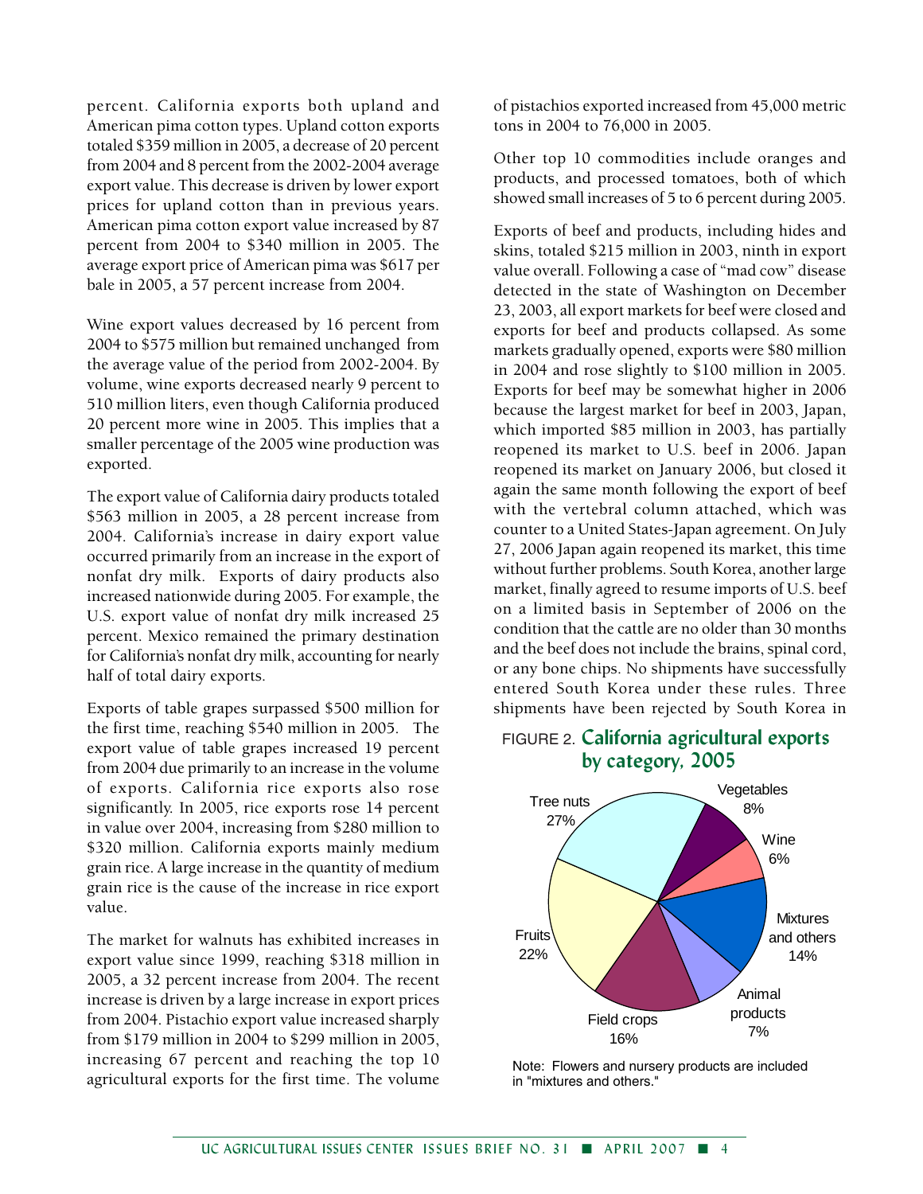percent. California exports both upland and American pima cotton types. Upland cotton exports totaled $359 million in 2005, a decrease of 20 percent from 2004 and 8 percent from the 2002-2004 average export value. This decrease is driven by lower export prices for upland cotton than in previous years. American pima cotton export value increased by 87 percent from 2004 to $340 million in 2005. The average export price of American pima was $617 per bale in 2005, a 57 percent increase from 2004.

Wine export values decreased by 16 percent from 2004 to $575 million but remained unchanged from the average value of the period from 2002-2004. By volume, wine exports decreased nearly 9 percent to 510 million liters, even though California produced 20 percent more wine in 2005. This implies that a smaller percentage of the 2005 wine production was exported.

The export value of California dairy products totaled $563 million in 2005, a 28 percent increase from 2004. California's increase in dairy export value occurred primarily from an increase in the export of nonfat dry milk. Exports of dairy products also increased nationwide during 2005. For example, the U.S. export value of nonfat dry milk increased 25 percent. Mexico remained the primary destination for California's nonfat dry milk, accounting for nearly half of total dairy exports.

Exports of table grapes surpassed $500 million for the first time, reaching $540 million in 2005. The export value of table grapes increased 19 percent from 2004 due primarily to an increase in the volume of exports. California rice exports also rose significantly. In 2005, rice exports rose 14 percent in value over 2004, increasing from $280 million to $320 million. California exports mainly medium grain rice. A large increase in the quantity of medium grain rice is the cause of the increase in rice export value.

The market for walnuts has exhibited increases in export value since 1999, reaching $318 million in 2005, a 32 percent increase from 2004. The recent increase is driven by a large increase in export prices from 2004. Pistachio export value increased sharply from $179 million in 2004 to $299 million in 2005, increasing 67 percent and reaching the top 10 agricultural exports for the first time. The volume of pistachios exported increased from 45,000 metric tons in 2004 to 76,000 in 2005.

Other top 10 commodities include oranges and products, and processed tomatoes, both of which showed small increases of 5 to 6 percent during 2005.

Exports of beef and products, including hides and skins, totaled $215 million in 2003, ninth in export value overall. Following a case of "mad cow" disease detected in the state of Washington on December 23, 2003, all export markets for beef were closed and exports for beef and products collapsed. As some markets gradually opened, exports were $80 million in 2004 and rose slightly to $100 million in 2005. Exports for beef may be somewhat higher in 2006 because the largest market for beef in 2003, Japan, which imported $85 million in 2003, has partially reopened its market to U.S. beef in 2006. Japan reopened its market on January 2006, but closed it again the same month following the export of beef with the vertebral column attached, which was counter to a United States-Japan agreement. On July 27, 2006 Japan again reopened its market, this time without further problems. South Korea, another large market, finally agreed to resume imports of U.S. beef on a limited basis in September of 2006 on the condition that the cattle are no older than 30 months and the beef does not include the brains, spinal cord, or any bone chips. No shipments have successfully entered South Korea under these rules. Three shipments have been rejected by South Korea in

FIGURE 2. **California agricultural exports by category, 2005**

| Category | Share |
|---|---|
| Tree nuts | 27% |
| Vegetables | 8% |
| Wine | 6% |
| Mixtures and others | 14% |
| Animal products | 7% |
| Field crops | 16% |
| Fruits | 22% |

Note: Flowers and nursery products are included in "mixtures and others."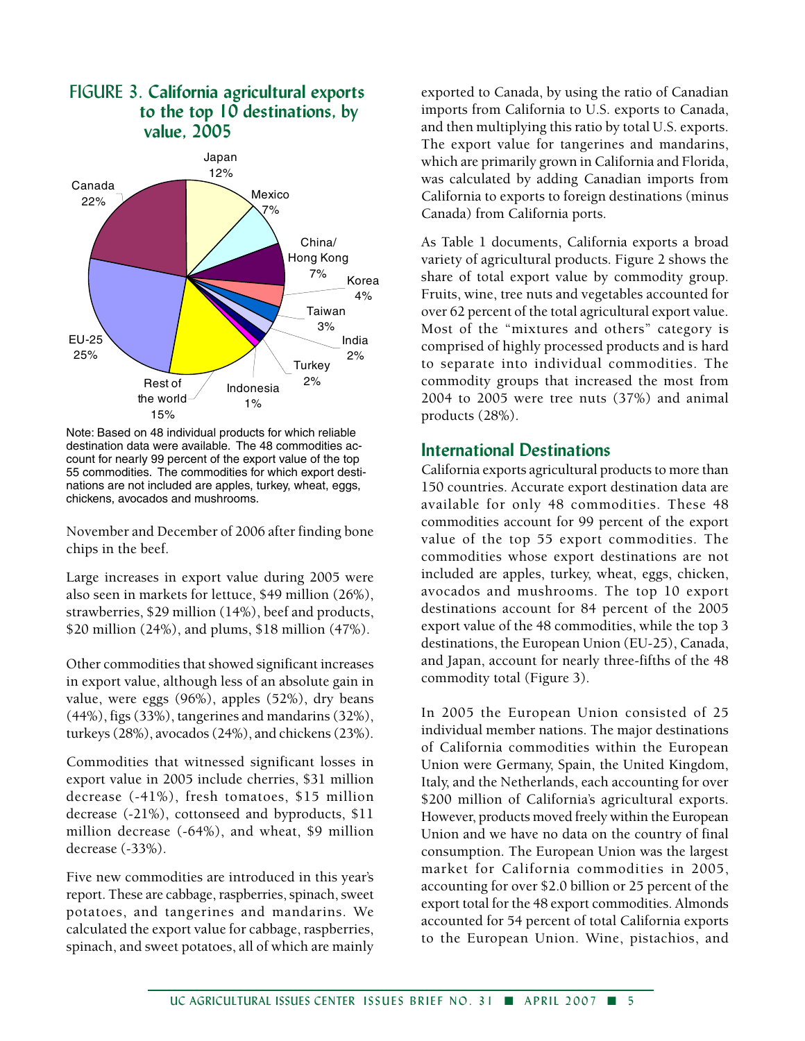## FIGURE 3. California agricultural exports to the top 10 destinations, by value, 2005

Canada 22%
Japan 12%
Mexico 7%
China/Hong Kong 7%
Korea 4%
Taiwan 3%
India 2%
Turkey 2%
Indonesia 1%
Rest of the world 15%
EU-25 25%

Note: Based on 48 individual products for which reliable destination data were available. The 48 commodities account for nearly 99 percent of the export value of the top 55 commodities. The commodities for which export destinations are not included are apples, turkey, wheat, eggs, chickens, avocados and mushrooms.

November and December of 2006 after finding bone chips in the beef.

Large increases in export value during 2005 were also seen in markets for lettuce, $49 million (26%), strawberries, $29 million (14%), beef and products, $20 million (24%), and plums, $18 million (47%).

Other commodities that showed significant increases in export value, although less of an absolute gain in value, were eggs (96%), apples (52%), dry beans (44%), figs (33%), tangerines and mandarins (32%), turkeys (28%), avocados (24%), and chickens (23%).

Commodities that witnessed significant losses in export value in 2005 include cherries, $31 million decrease (-41%), fresh tomatoes, $15 million decrease (-21%), cottonseed and byproducts, $11 million decrease (-64%), and wheat, $9 million decrease (-33%).

Five new commodities are introduced in this year's report. These are cabbage, raspberries, spinach, sweet potatoes, and tangerines and mandarins. We calculated the export value for cabbage, raspberries, spinach, and sweet potatoes, all of which are mainly exported to Canada, by using the ratio of Canadian imports from California to U.S. exports to Canada, and then multiplying this ratio by total U.S. exports. The export value for tangerines and mandarins, which are primarily grown in California and Florida, was calculated by adding Canadian imports from California to exports to foreign destinations (minus Canada) from California ports.

As Table 1 documents, California exports a broad variety of agricultural products. Figure 2 shows the share of total export value by commodity group. Fruits, wine, tree nuts and vegetables accounted for over 62 percent of the total agricultural export value. Most of the "mixtures and others" category is comprised of highly processed products and is hard to separate into individual commodities. The commodity groups that increased the most from 2004 to 2005 were tree nuts (37%) and animal products (28%).

## International Destinations

California exports agricultural products to more than 150 countries. Accurate export destination data are available for only 48 commodities. These 48 commodities account for 99 percent of the export value of the top 55 export commodities. The commodities whose export destinations are not included are apples, turkey, wheat, eggs, chicken, avocados and mushrooms. The top 10 export destinations account for 84 percent of the 2005 export value of the 48 commodities, while the top 3 destinations, the European Union (EU-25), Canada, and Japan, account for nearly three-fifths of the 48 commodity total (Figure 3).

In 2005 the European Union consisted of 25 individual member nations. The major destinations of California commodities within the European Union were Germany, Spain, the United Kingdom, Italy, and the Netherlands, each accounting for over $200 million of California's agricultural exports. However, products moved freely within the European Union and we have no data on the country of final consumption. The European Union was the largest market for California commodities in 2005, accounting for over $2.0 billion or 25 percent of the export total for the 48 export commodities. Almonds accounted for 54 percent of total California exports to the European Union. Wine, pistachios, and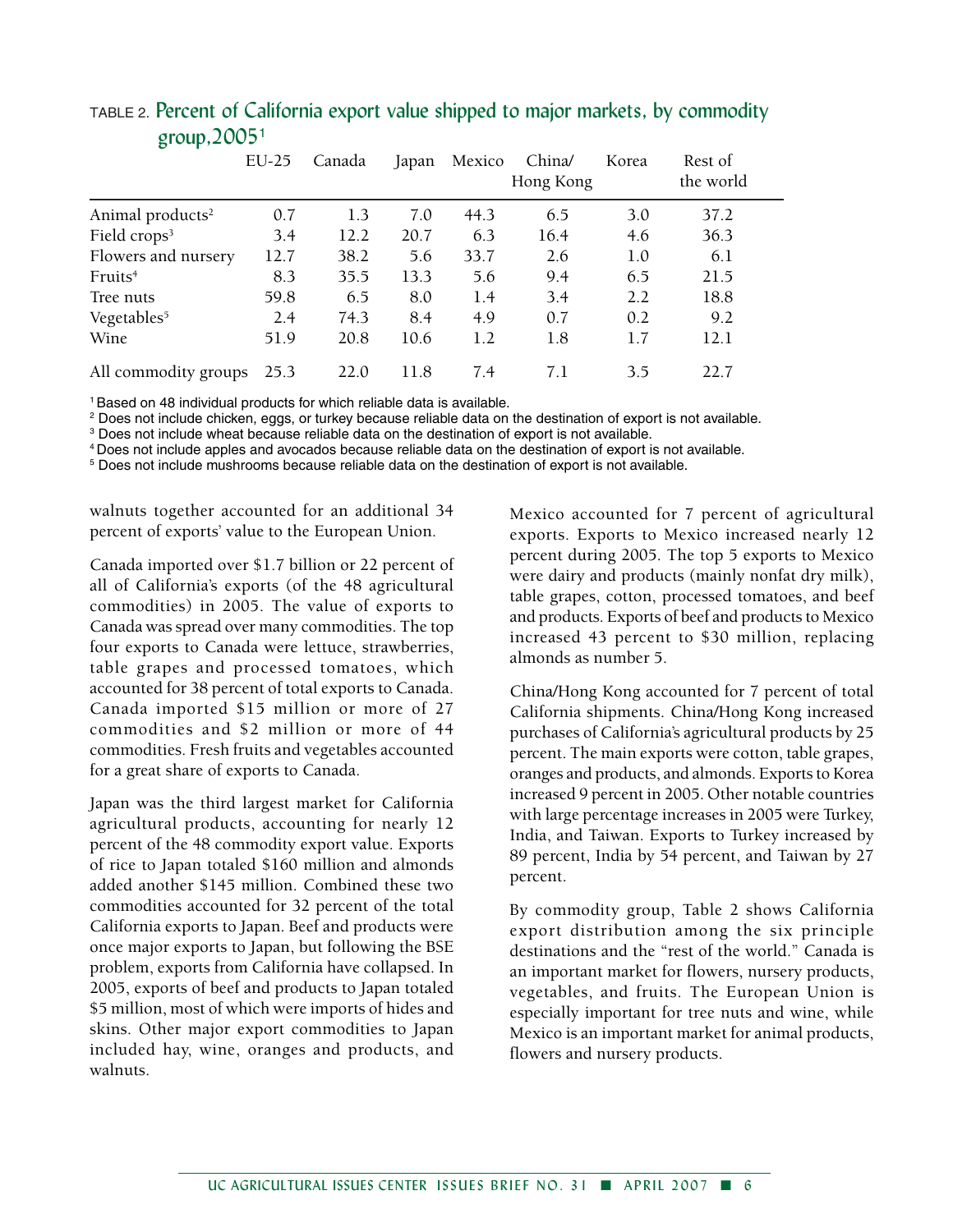TABLE 2. **Percent of California export value shipped to major markets, by commodity group, 2005[1]**

| | EU-25 | Canada | Japan | Mexico | China/ Hong Kong | Korea | Rest of the world |
|---|---|---|---|---|---|---|---|
| Animal products[2] | 0.7 | 1.3 | 7.0 | 44.3 | 6.5 | 3.0 | 37.2 |
| Field crops[3] | 3.4 | 12.2 | 20.7 | 6.3 | 16.4 | 4.6 | 36.3 |
| Flowers and nursery | 12.7 | 38.2 | 5.6 | 33.7 | 2.6 | 1.0 | 6.1 |
| Fruits[4] | 8.3 | 35.5 | 13.3 | 5.6 | 9.4 | 6.5 | 21.5 |
| Tree nuts | 59.8 | 6.5 | 8.0 | 1.4 | 3.4 | 2.2 | 18.8 |
| Vegetables[5] | 2.4 | 74.3 | 8.4 | 4.9 | 0.7 | 0.2 | 9.2 |
| Wine | 51.9 | 20.8 | 10.6 | 1.2 | 1.8 | 1.7 | 12.1 |
| All commodity groups | 25.3 | 22.0 | 11.8 | 7.4 | 7.1 | 3.5 | 22.7 |

[1] Based on 48 individual products for which reliable data is available.
[2] Does not include chicken, eggs, or turkey because reliable data on the destination of export is not available.
[3] Does not include wheat because reliable data on the destination of export is not available.
[4] Does not include apples and avocados because reliable data on the destination of export is not available.
[5] Does not include mushrooms because reliable data on the destination of export is not available.

walnuts together accounted for an additional 34 percent of exports' value to the European Union.

Canada imported over $1.7 billion or 22 percent of all of California's exports (of the 48 agricultural commodities) in 2005. The value of exports to Canada was spread over many commodities. The top four exports to Canada were lettuce, strawberries, table grapes and processed tomatoes, which accounted for 38 percent of total exports to Canada. Canada imported $15 million or more of 27 commodities and $2 million or more of 44 commodities. Fresh fruits and vegetables accounted for a great share of exports to Canada.

Japan was the third largest market for California agricultural products, accounting for nearly 12 percent of the 48 commodity export value. Exports of rice to Japan totaled $160 million and almonds added another $145 million. Combined these two commodities accounted for 32 percent of the total California exports to Japan. Beef and products were once major exports to Japan, but following the BSE problem, exports from California have collapsed. In 2005, exports of beef and products to Japan totaled $5 million, most of which were imports of hides and skins. Other major export commodities to Japan included hay, wine, oranges and products, and walnuts.

Mexico accounted for 7 percent of agricultural exports. Exports to Mexico increased nearly 12 percent during 2005. The top 5 exports to Mexico were dairy and products (mainly nonfat dry milk), table grapes, cotton, processed tomatoes, and beef and products. Exports of beef and products to Mexico increased 43 percent to $30 million, replacing almonds as number 5.

China/Hong Kong accounted for 7 percent of total California shipments. China/Hong Kong increased purchases of California's agricultural products by 25 percent. The main exports were cotton, table grapes, oranges and products, and almonds. Exports to Korea increased 9 percent in 2005. Other notable countries with large percentage increases in 2005 were Turkey, India, and Taiwan. Exports to Turkey increased by 89 percent, India by 54 percent, and Taiwan by 27 percent.

By commodity group, Table 2 shows California export distribution among the six principle destinations and the "rest of the world." Canada is an important market for flowers, nursery products, vegetables, and fruits. The European Union is especially important for tree nuts and wine, while Mexico is an important market for animal products, flowers and nursery products.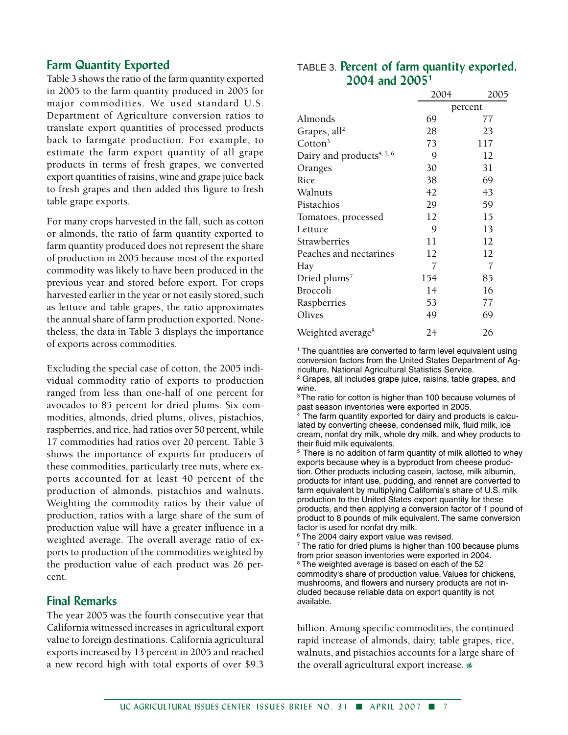## Farm Quantity Exported

Table 3 shows the ratio of the farm quantity exported in 2005 to the farm quantity produced in 2005 for major commodities. We used standard U.S. Department of Agriculture conversion ratios to translate export quantities of processed products back to farmgate production. For example, to estimate the farm export quantity of all grape products in terms of fresh grapes, we converted export quantities of raisins, wine and grape juice back to fresh grapes and then added this figure to fresh table grape exports.

For many crops harvested in the fall, such as cotton or almonds, the ratio of farm quantity exported to farm quantity produced does not represent the share of production in 2005 because most of the exported commodity was likely to have been produced in the previous year and stored before export. For crops harvested earlier in the year or not easily stored, such as lettuce and table grapes, the ratio approximates the annual share of farm production exported. Nonetheless, the data in Table 3 displays the importance of exports across commodities.

Excluding the special case of cotton, the 2005 individual commodity ratio of exports to production ranged from less than one-half of one percent for avocados to 85 percent for dried plums. Six commodities, almonds, dried plums, olives, pistachios, raspberries, and rice, had ratios over 50 percent, while 17 commodities had ratios over 20 percent. Table 3 shows the importance of exports for producers of these commodities, particularly tree nuts, where exports accounted for at least 40 percent of the production of almonds, pistachios and walnuts. Weighting the commodity ratios by their value of production, ratios with a large share of the sum of production value will have a greater influence in a weighted average. The overall average ratio of exports to production of the commodities weighted by the production value of each product was 26 percent.

TABLE 3. **Percent of farm quantity exported, 2004 and 2005**[1]

| | 2004 | 2005 |
|---|---|---|
| | percent | |
| Almonds | 69 | 77 |
| Grapes, all[2] | 28 | 23 |
| Cotton[3] | 73 | 117 |
| Dairy and products[4, 5, 6] | 9 | 12 |
| Oranges | 30 | 31 |
| Rice | 38 | 69 |
| Walnuts | 42 | 43 |
| Pistachios | 29 | 59 |
| Tomatoes, processed | 12 | 15 |
| Lettuce | 9 | 13 |
| Strawberries | 11 | 12 |
| Peaches and nectarines | 12 | 12 |
| Hay | 7 | 7 |
| Dried plums[7] | 154 | 85 |
| Broccoli | 14 | 16 |
| Raspberries | 53 | 77 |
| Olives | 49 | 69 |
| Weighted average[8] | 24 | 26 |

[1] The quantities are converted to farm level equivalent using conversion factors from the United States Department of Agriculture, National Agricultural Statistics Service.

[2] Grapes, all includes grape juice, raisins, table grapes, and wine.

[3] The ratio for cotton is higher than 100 because volumes of past season inventories were exported in 2005.

[4] The farm quantity exported for dairy and products is calculated by converting cheese, condensed milk, fluid milk, ice cream, nonfat dry milk, whole dry milk, and whey products to their fluid milk equivalents.

[5] There is no addition of farm quantity of milk allotted to whey exports because whey is a byproduct from cheese production. Other products including casein, lactose, milk albumin, products for infant use, pudding, and rennet are converted to farm equivalent by multiplying California's share of U.S. milk production to the United States export quantity for these products, and then applying a conversion factor of 1 pound of product to 8 pounds of milk equivalent. The same conversion factor is used for nonfat dry milk.

[6] The 2004 dairy export value was revised.

[7] The ratio for dried plums is higher than 100 because plums from prior season inventories were exported in 2004.

[8] The weighted average is based on each of the 52 commodity's share of production value. Values for chickens, mushrooms, and flowers and nursery products are not included because reliable data on export quantity is not available.

## Final Remarks

The year 2005 was the fourth consecutive year that California witnessed increases in agricultural export value to foreign destinations. California agricultural exports increased by 13 percent in 2005 and reached a new record high with total exports of over $9.3 billion. Among specific commodities, the continued rapid increase of almonds, dairy, table grapes, rice, walnuts, and pistachios accounts for a large share of the overall agricultural export increase.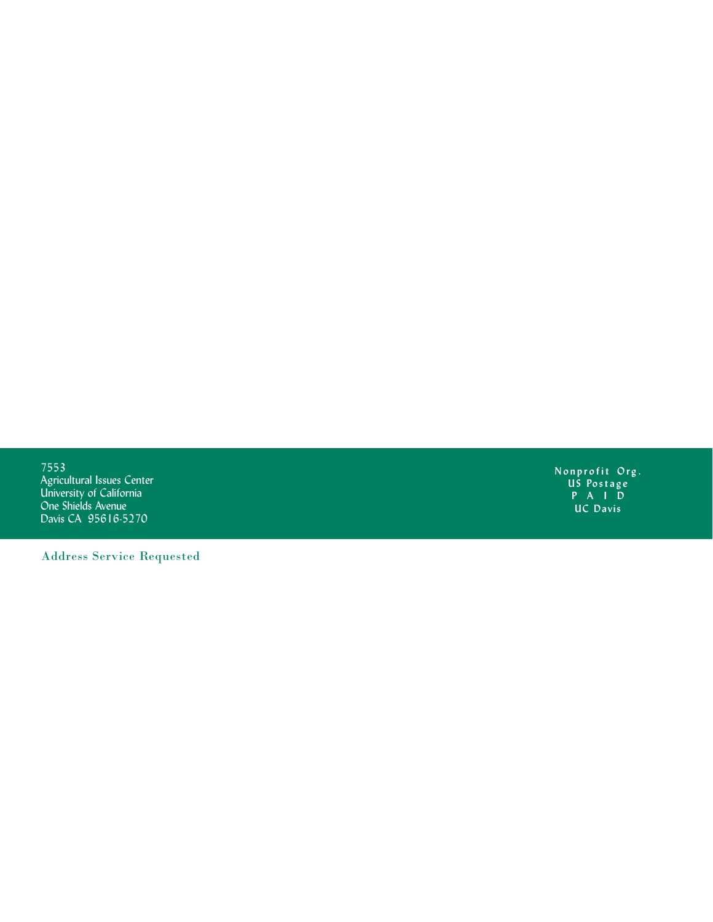7553
Agricultural Issues Center
University of California
One Shields Avenue
Davis CA 95616-5270

Nonprofit Org.
US Postage
P A I D
UC Davis

Address Service Requested